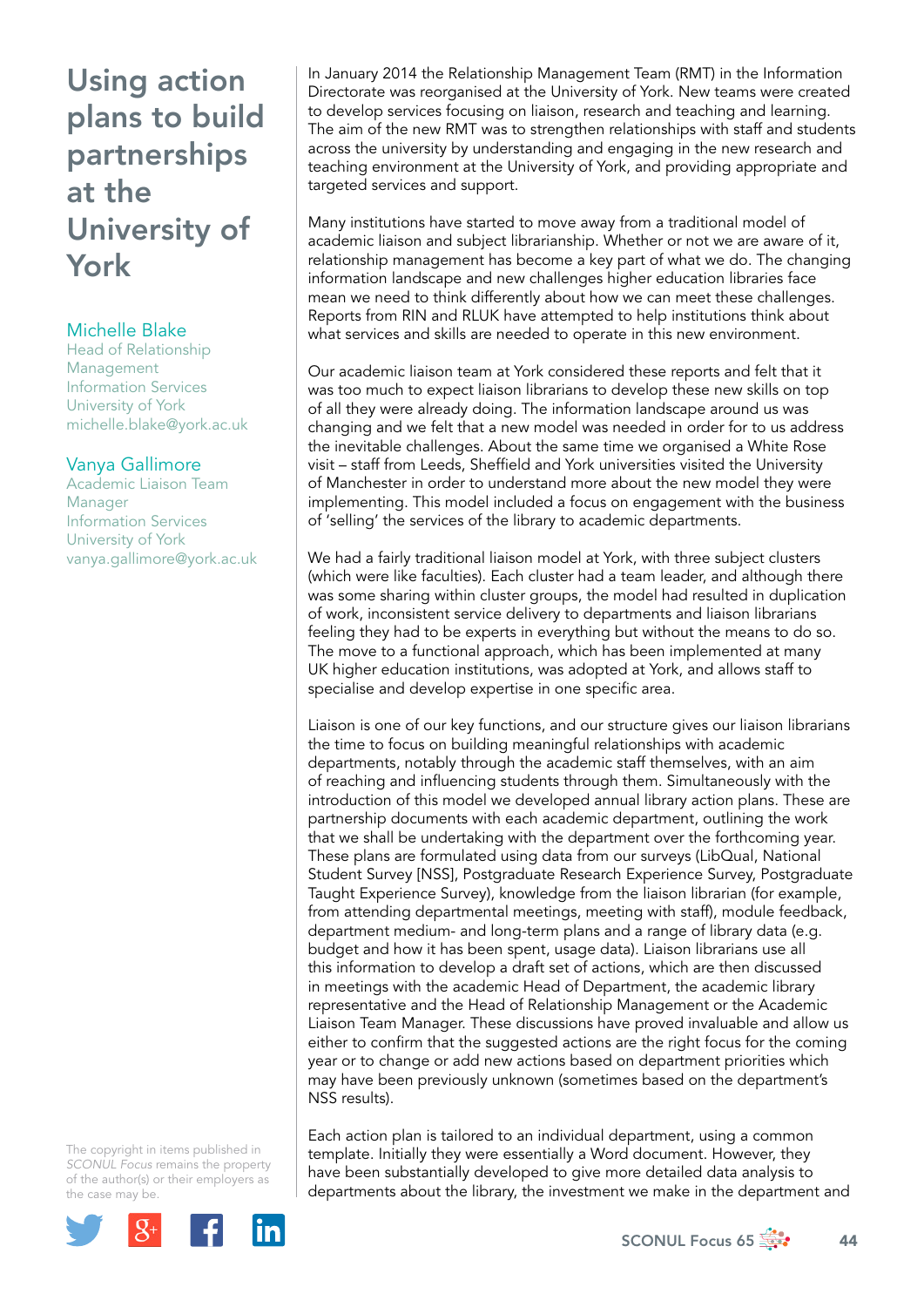# Using action plans to build partnerships at the University of York

**Michelle Blake**
Head of Relationship Management
Information Services
University of York
michelle.blake@york.ac.uk

**Vanya Gallimore**
Academic Liaison Team Manager
Information Services
University of York
vanya.gallimore@york.ac.uk

In January 2014 the Relationship Management Team (RMT) in the Information Directorate was reorganised at the University of York. New teams were created to develop services focusing on liaison, research and teaching and learning. The aim of the new RMT was to strengthen relationships with staff and students across the university by understanding and engaging in the new research and teaching environment at the University of York, and providing appropriate and targeted services and support.

Many institutions have started to move away from a traditional model of academic liaison and subject librarianship. Whether or not we are aware of it, relationship management has become a key part of what we do. The changing information landscape and new challenges higher education libraries face mean we need to think differently about how we can meet these challenges. Reports from RIN and RLUK have attempted to help institutions think about what services and skills are needed to operate in this new environment.

Our academic liaison team at York considered these reports and felt that it was too much to expect liaison librarians to develop these new skills on top of all they were already doing. The information landscape around us was changing and we felt that a new model was needed in order for to us address the inevitable challenges. About the same time we organised a White Rose visit – staff from Leeds, Sheffield and York universities visited the University of Manchester in order to understand more about the new model they were implementing. This model included a focus on engagement with the business of 'selling' the services of the library to academic departments.

We had a fairly traditional liaison model at York, with three subject clusters (which were like faculties). Each cluster had a team leader, and although there was some sharing within cluster groups, the model had resulted in duplication of work, inconsistent service delivery to departments and liaison librarians feeling they had to be experts in everything but without the means to do so. The move to a functional approach, which has been implemented at many UK higher education institutions, was adopted at York, and allows staff to specialise and develop expertise in one specific area.

Liaison is one of our key functions, and our structure gives our liaison librarians the time to focus on building meaningful relationships with academic departments, notably through the academic staff themselves, with an aim of reaching and influencing students through them. Simultaneously with the introduction of this model we developed annual library action plans. These are partnership documents with each academic department, outlining the work that we shall be undertaking with the department over the forthcoming year. These plans are formulated using data from our surveys (LibQual, National Student Survey [NSS], Postgraduate Research Experience Survey, Postgraduate Taught Experience Survey), knowledge from the liaison librarian (for example, from attending departmental meetings, meeting with staff), module feedback, department medium- and long-term plans and a range of library data (e.g. budget and how it has been spent, usage data). Liaison librarians use all this information to develop a draft set of actions, which are then discussed in meetings with the academic Head of Department, the academic library representative and the Head of Relationship Management or the Academic Liaison Team Manager. These discussions have proved invaluable and allow us either to confirm that the suggested actions are the right focus for the coming year or to change or add new actions based on department priorities which may have been previously unknown (sometimes based on the department's NSS results).

Each action plan is tailored to an individual department, using a common template. Initially they were essentially a Word document. However, they have been substantially developed to give more detailed data analysis to departments about the library, the investment we make in the department and

The copyright in items published in *SCONUL Focus* remains the property of the author(s) or their employers as the case may be.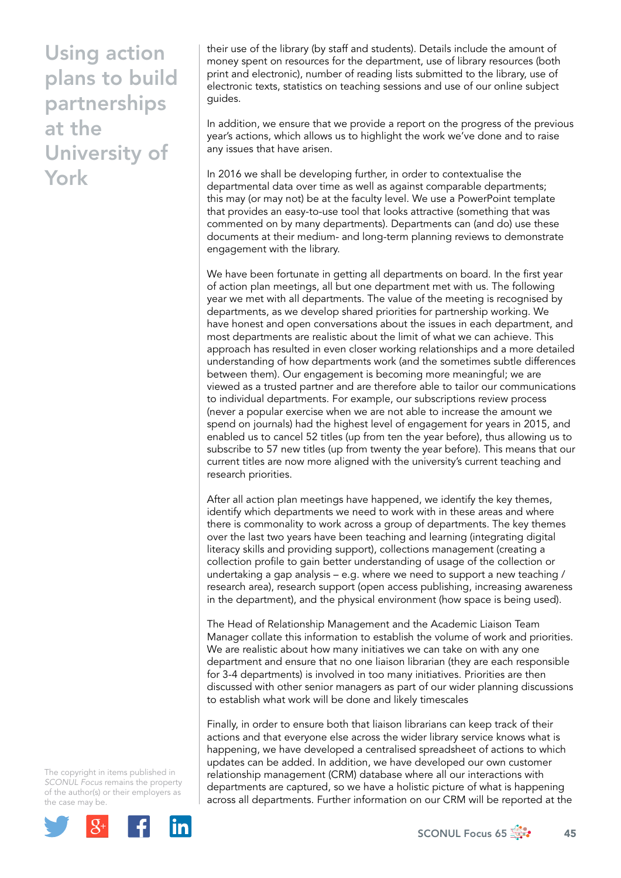their use of the library (by staff and students). Details include the amount of money spent on resources for the department, use of library resources (both print and electronic), number of reading lists submitted to the library, use of electronic texts, statistics on teaching sessions and use of our online subject guides.

In addition, we ensure that we provide a report on the progress of the previous year's actions, which allows us to highlight the work we've done and to raise any issues that have arisen.

In 2016 we shall be developing further, in order to contextualise the departmental data over time as well as against comparable departments; this may (or may not) be at the faculty level. We use a PowerPoint template that provides an easy-to-use tool that looks attractive (something that was commented on by many departments). Departments can (and do) use these documents at their medium- and long-term planning reviews to demonstrate engagement with the library.

We have been fortunate in getting all departments on board. In the first year of action plan meetings, all but one department met with us. The following year we met with all departments. The value of the meeting is recognised by departments, as we develop shared priorities for partnership working. We have honest and open conversations about the issues in each department, and most departments are realistic about the limit of what we can achieve. This approach has resulted in even closer working relationships and a more detailed understanding of how departments work (and the sometimes subtle differences between them). Our engagement is becoming more meaningful; we are viewed as a trusted partner and are therefore able to tailor our communications to individual departments. For example, our subscriptions review process (never a popular exercise when we are not able to increase the amount we spend on journals) had the highest level of engagement for years in 2015, and enabled us to cancel 52 titles (up from ten the year before), thus allowing us to subscribe to 57 new titles (up from twenty the year before). This means that our current titles are now more aligned with the university's current teaching and research priorities.

After all action plan meetings have happened, we identify the key themes, identify which departments we need to work with in these areas and where there is commonality to work across a group of departments. The key themes over the last two years have been teaching and learning (integrating digital literacy skills and providing support), collections management (creating a collection profile to gain better understanding of usage of the collection or undertaking a gap analysis – e.g. where we need to support a new teaching / research area), research support (open access publishing, increasing awareness in the department), and the physical environment (how space is being used).

The Head of Relationship Management and the Academic Liaison Team Manager collate this information to establish the volume of work and priorities. We are realistic about how many initiatives we can take on with any one department and ensure that no one liaison librarian (they are each responsible for 3-4 departments) is involved in too many initiatives. Priorities are then discussed with other senior managers as part of our wider planning discussions to establish what work will be done and likely timescales

Finally, in order to ensure both that liaison librarians can keep track of their actions and that everyone else across the wider library service knows what is happening, we have developed a centralised spreadsheet of actions to which updates can be added. In addition, we have developed our own customer relationship management (CRM) database where all our interactions with departments are captured, so we have a holistic picture of what is happening across all departments. Further information on our CRM will be reported at the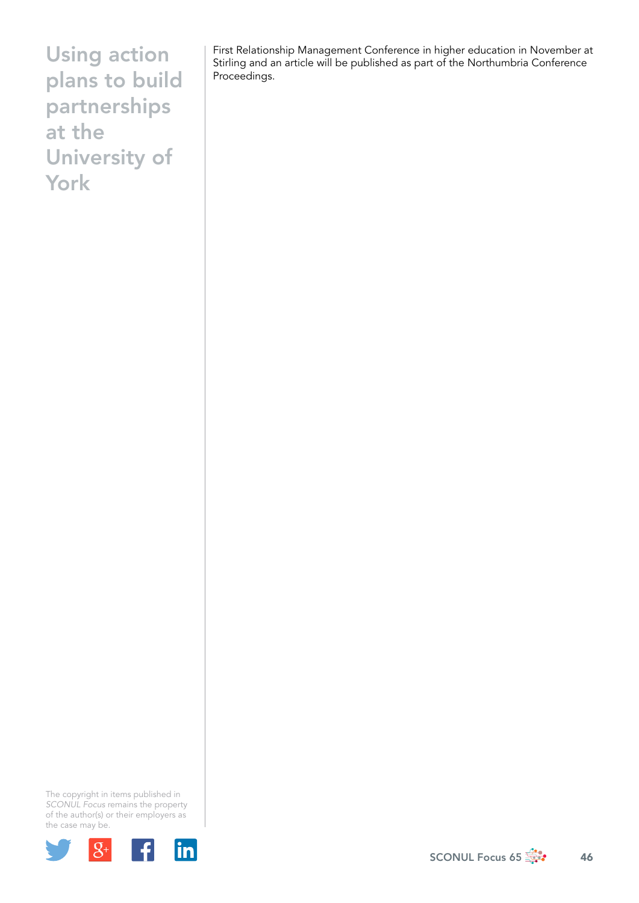First Relationship Management Conference in higher education in November at Stirling and an article will be published as part of the Northumbria Conference Proceedings.

The copyright in items published in *SCONUL Focus* remains the property of the author(s) or their employers as the case may be.